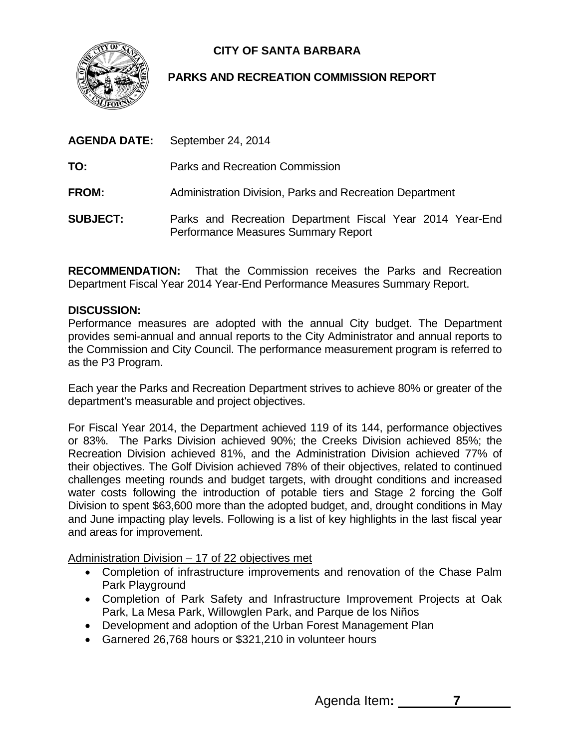# CITY OF SANTA BARBARA

## PARKS AND RECREATION COMMISSION REPORT

**AGENDA DATE:** September 24, 2014

**TO:** Parks and Recreation Commission

**FROM:** Administration Division, Parks and Recreation Department

**SUBJECT:** Parks and Recreation Department Fiscal Year 2014 Year-End Performance Measures Summary Report

**RECOMMENDATION:** That the Commission receives the Parks and Recreation Department Fiscal Year 2014 Year-End Performance Measures Summary Report.

**DISCUSSION:**
Performance measures are adopted with the annual City budget. The Department provides semi-annual and annual reports to the City Administrator and annual reports to the Commission and City Council. The performance measurement program is referred to as the P3 Program.

Each year the Parks and Recreation Department strives to achieve 80% or greater of the department's measurable and project objectives.

For Fiscal Year 2014, the Department achieved 119 of its 144, performance objectives or 83%. The Parks Division achieved 90%; the Creeks Division achieved 85%; the Recreation Division achieved 81%, and the Administration Division achieved 77% of their objectives. The Golf Division achieved 78% of their objectives, related to continued challenges meeting rounds and budget targets, with drought conditions and increased water costs following the introduction of potable tiers and Stage 2 forcing the Golf Division to spent $63,600 more than the adopted budget, and, drought conditions in May and June impacting play levels. Following is a list of key highlights in the last fiscal year and areas for improvement.

Administration Division – 17 of 22 objectives met

- Completion of infrastructure improvements and renovation of the Chase Palm Park Playground
- Completion of Park Safety and Infrastructure Improvement Projects at Oak Park, La Mesa Park, Willowglen Park, and Parque de los Niños
- Development and adoption of the Urban Forest Management Plan
- Garnered 26,768 hours or $321,210 in volunteer hours

Agenda Item: 7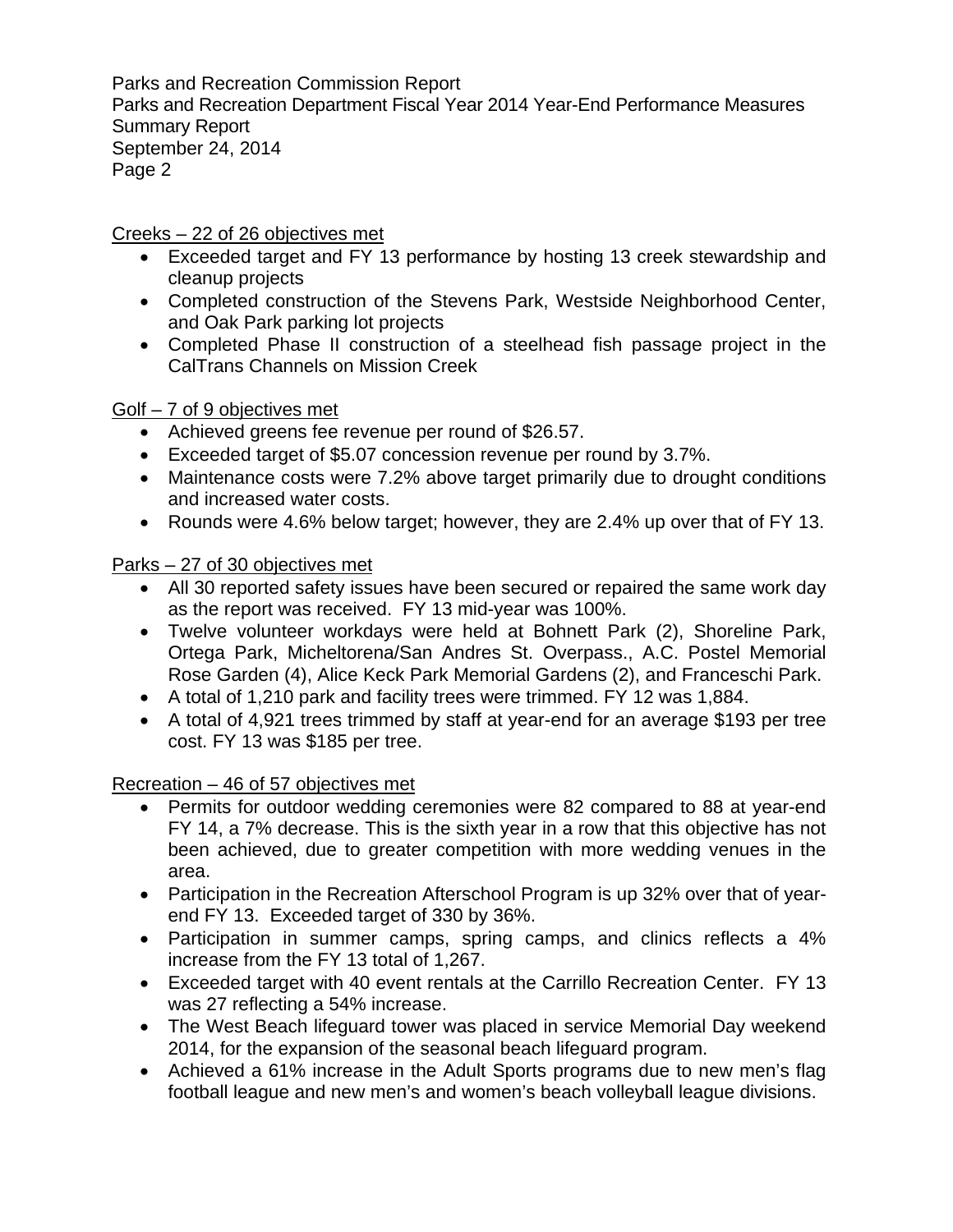Creeks – 22 of 26 objectives met

- Exceeded target and FY 13 performance by hosting 13 creek stewardship and cleanup projects
- Completed construction of the Stevens Park, Westside Neighborhood Center, and Oak Park parking lot projects
- Completed Phase II construction of a steelhead fish passage project in the CalTrans Channels on Mission Creek

Golf – 7 of 9 objectives met

- Achieved greens fee revenue per round of $26.57.
- Exceeded target of $5.07 concession revenue per round by 3.7%.
- Maintenance costs were 7.2% above target primarily due to drought conditions and increased water costs.
- Rounds were 4.6% below target; however, they are 2.4% up over that of FY 13.

Parks – 27 of 30 objectives met

- All 30 reported safety issues have been secured or repaired the same work day as the report was received. FY 13 mid-year was 100%.
- Twelve volunteer workdays were held at Bohnett Park (2), Shoreline Park, Ortega Park, Micheltorena/San Andres St. Overpass., A.C. Postel Memorial Rose Garden (4), Alice Keck Park Memorial Gardens (2), and Franceschi Park.
- A total of 1,210 park and facility trees were trimmed. FY 12 was 1,884.
- A total of 4,921 trees trimmed by staff at year-end for an average $193 per tree cost. FY 13 was $185 per tree.

Recreation – 46 of 57 objectives met

- Permits for outdoor wedding ceremonies were 82 compared to 88 at year-end FY 14, a 7% decrease. This is the sixth year in a row that this objective has not been achieved, due to greater competition with more wedding venues in the area.
- Participation in the Recreation Afterschool Program is up 32% over that of year-end FY 13. Exceeded target of 330 by 36%.
- Participation in summer camps, spring camps, and clinics reflects a 4% increase from the FY 13 total of 1,267.
- Exceeded target with 40 event rentals at the Carrillo Recreation Center. FY 13 was 27 reflecting a 54% increase.
- The West Beach lifeguard tower was placed in service Memorial Day weekend 2014, for the expansion of the seasonal beach lifeguard program.
- Achieved a 61% increase in the Adult Sports programs due to new men's flag football league and new men's and women's beach volleyball league divisions.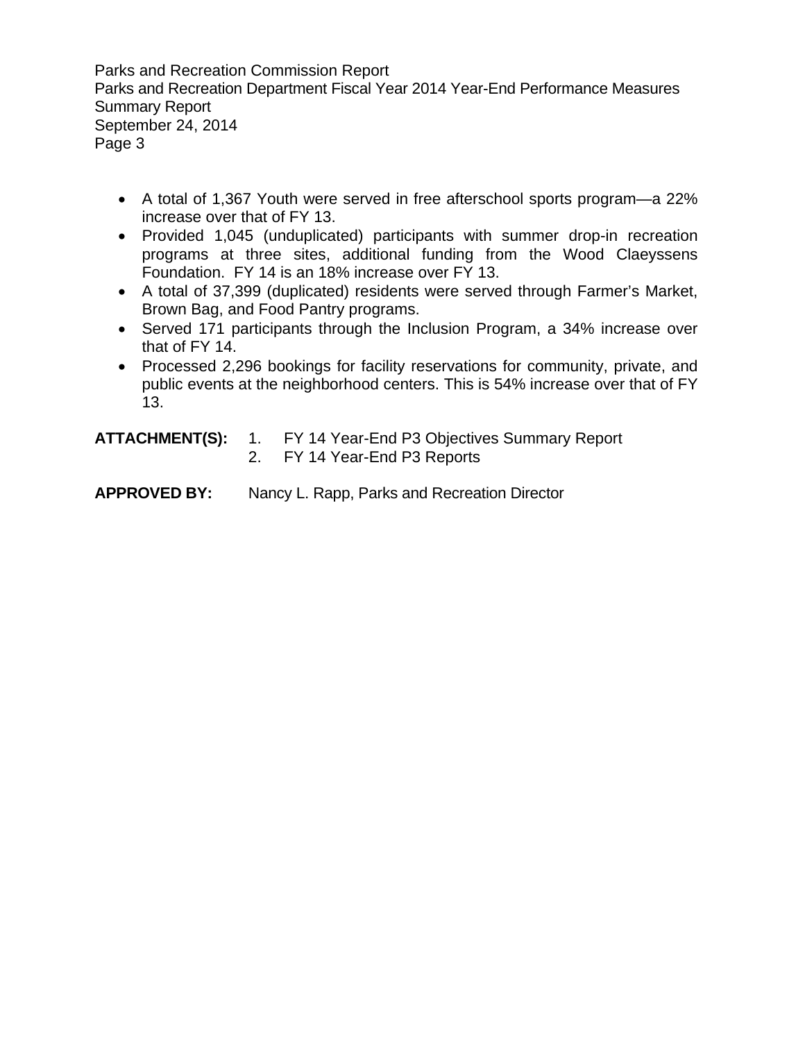- A total of 1,367 Youth were served in free afterschool sports program—a 22% increase over that of FY 13.
- Provided 1,045 (unduplicated) participants with summer drop-in recreation programs at three sites, additional funding from the Wood Claeyssens Foundation. FY 14 is an 18% increase over FY 13.
- A total of 37,399 (duplicated) residents were served through Farmer's Market, Brown Bag, and Food Pantry programs.
- Served 171 participants through the Inclusion Program, a 34% increase over that of FY 14.
- Processed 2,296 bookings for facility reservations for community, private, and public events at the neighborhood centers. This is 54% increase over that of FY 13.

**ATTACHMENT(S):**
1. FY 14 Year-End P3 Objectives Summary Report
2. FY 14 Year-End P3 Reports

**APPROVED BY:** Nancy L. Rapp, Parks and Recreation Director